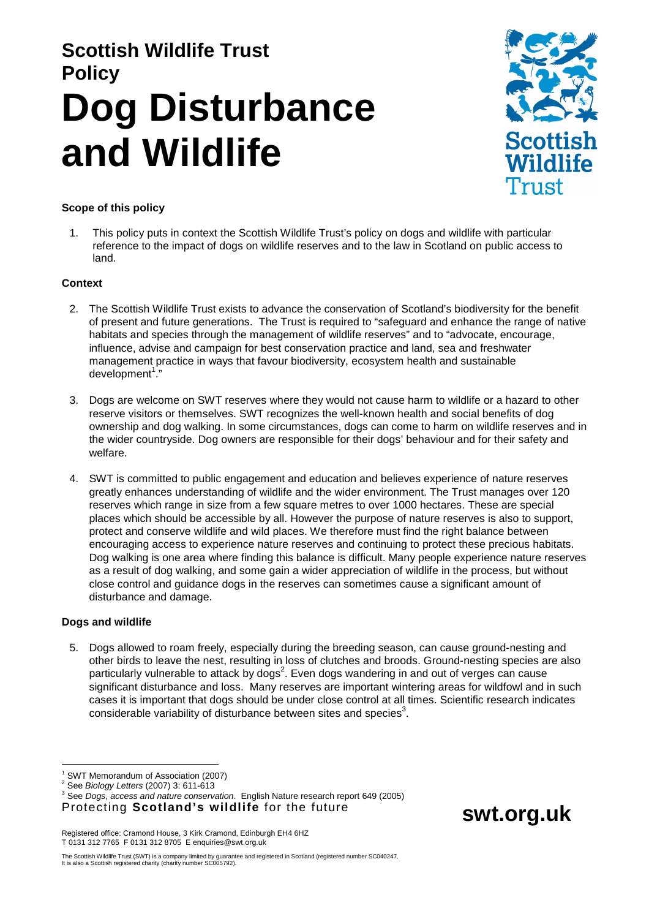# Scottish Wildlife Trust Policy

# Dog Disturbance and Wildlife

### Scope of this policy

1. This policy puts in context the Scottish Wildlife Trust's policy on dogs and wildlife with particular reference to the impact of dogs on wildlife reserves and to the law in Scotland on public access to land.

### Context

2. The Scottish Wildlife Trust exists to advance the conservation of Scotland's biodiversity for the benefit of present and future generations. The Trust is required to "safeguard and enhance the range of native habitats and species through the management of wildlife reserves" and to "advocate, encourage, influence, advise and campaign for best conservation practice and land, sea and freshwater management practice in ways that favour biodiversity, ecosystem health and sustainable development[1]."

3. Dogs are welcome on SWT reserves where they would not cause harm to wildlife or a hazard to other reserve visitors or themselves. SWT recognizes the well-known health and social benefits of dog ownership and dog walking. In some circumstances, dogs can come to harm on wildlife reserves and in the wider countryside. Dog owners are responsible for their dogs' behaviour and for their safety and welfare.

4. SWT is committed to public engagement and education and believes experience of nature reserves greatly enhances understanding of wildlife and the wider environment. The Trust manages over 120 reserves which range in size from a few square metres to over 1000 hectares. These are special places which should be accessible by all. However the purpose of nature reserves is also to support, protect and conserve wildlife and wild places. We therefore must find the right balance between encouraging access to experience nature reserves and continuing to protect these precious habitats. Dog walking is one area where finding this balance is difficult. Many people experience nature reserves as a result of dog walking, and some gain a wider appreciation of wildlife in the process, but without close control and guidance dogs in the reserves can sometimes cause a significant amount of disturbance and damage.

### Dogs and wildlife

5. Dogs allowed to roam freely, especially during the breeding season, can cause ground-nesting and other birds to leave the nest, resulting in loss of clutches and broods. Ground-nesting species are also particularly vulnerable to attack by dogs[2]. Even dogs wandering in and out of verges can cause significant disturbance and loss. Many reserves are important wintering areas for wildfowl and in such cases it is important that dogs should be under close control at all times. Scientific research indicates considerable variability of disturbance between sites and species[3].

---

[1] SWT Memorandum of Association (2007)
[2] See *Biology Letters* (2007) 3: 611-613
[3] See *Dogs, access and nature conservation*. English Nature research report 649 (2005)

Protecting **Scotland's wildlife** for the future

**swt.org.uk**

Registered office: Cramond House, 3 Kirk Cramond, Edinburgh EH4 6HZ
T 0131 312 7765 F 0131 312 8705 E enquiries@swt.org.uk

The Scottish Wildlife Trust (SWT) is a company limited by guarantee and registered in Scotland (registered number SC040247. It is also a Scottish registered charity (charity number SC005792).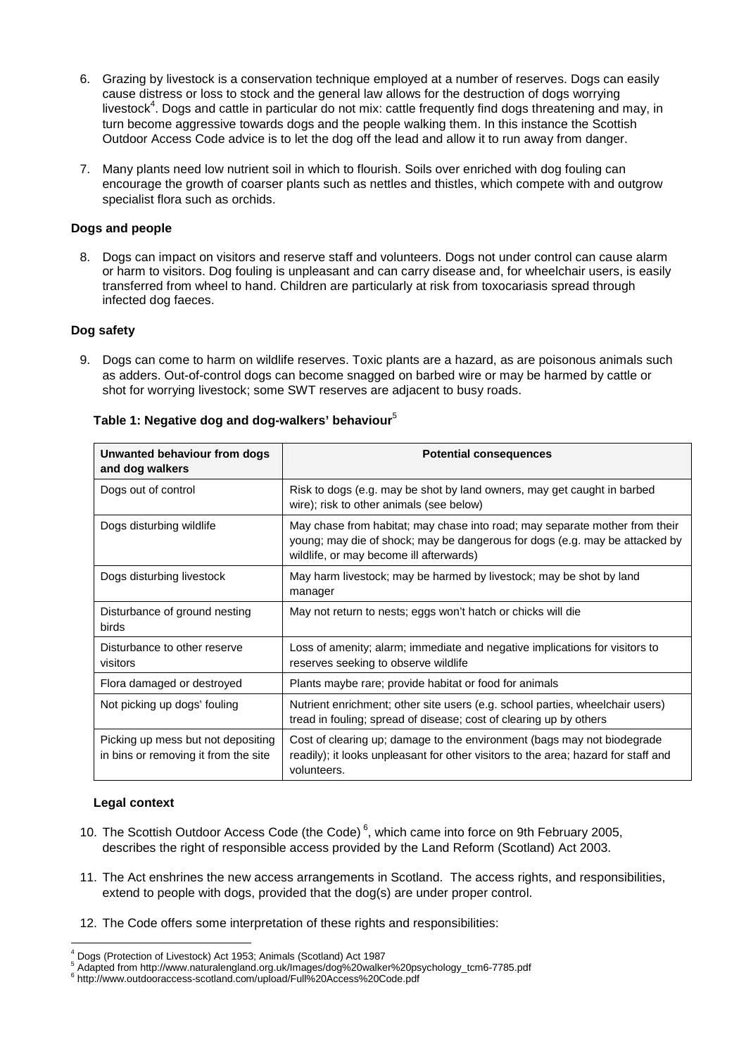6. Grazing by livestock is a conservation technique employed at a number of reserves. Dogs can easily cause distress or loss to stock and the general law allows for the destruction of dogs worrying livestock[4]. Dogs and cattle in particular do not mix: cattle frequently find dogs threatening and may, in turn become aggressive towards dogs and the people walking them. In this instance the Scottish Outdoor Access Code advice is to let the dog off the lead and allow it to run away from danger.

7. Many plants need low nutrient soil in which to flourish. Soils over enriched with dog fouling can encourage the growth of coarser plants such as nettles and thistles, which compete with and outgrow specialist flora such as orchids.

**Dogs and people**

8. Dogs can impact on visitors and reserve staff and volunteers. Dogs not under control can cause alarm or harm to visitors. Dog fouling is unpleasant and can carry disease and, for wheelchair users, is easily transferred from wheel to hand. Children are particularly at risk from toxocariasis spread through infected dog faeces.

**Dog safety**

9. Dogs can come to harm on wildlife reserves. Toxic plants are a hazard, as are poisonous animals such as adders. Out-of-control dogs can become snagged on barbed wire or may be harmed by cattle or shot for worrying livestock; some SWT reserves are adjacent to busy roads.

**Table 1: Negative dog and dog-walkers' behaviour**[5]

| Unwanted behaviour from dogs and dog walkers | Potential consequences |
|---|---|
| Dogs out of control | Risk to dogs (e.g. may be shot by land owners, may get caught in barbed wire); risk to other animals (see below) |
| Dogs disturbing wildlife | May chase from habitat; may chase into road; may separate mother from their young; may die of shock; may be dangerous for dogs (e.g. may be attacked by wildlife, or may become ill afterwards) |
| Dogs disturbing livestock | May harm livestock; may be harmed by livestock; may be shot by land manager |
| Disturbance of ground nesting birds | May not return to nests; eggs won't hatch or chicks will die |
| Disturbance to other reserve visitors | Loss of amenity; alarm; immediate and negative implications for visitors to reserves seeking to observe wildlife |
| Flora damaged or destroyed | Plants maybe rare; provide habitat or food for animals |
| Not picking up dogs' fouling | Nutrient enrichment; other site users (e.g. school parties, wheelchair users) tread in fouling; spread of disease; cost of clearing up by others |
| Picking up mess but not depositing in bins or removing it from the site | Cost of clearing up; damage to the environment (bags may not biodegrade readily); it looks unpleasant for other visitors to the area; hazard for staff and volunteers. |

**Legal context**

10. The Scottish Outdoor Access Code (the Code)[6], which came into force on 9th February 2005, describes the right of responsible access provided by the Land Reform (Scotland) Act 2003.

11. The Act enshrines the new access arrangements in Scotland. The access rights, and responsibilities, extend to people with dogs, provided that the dog(s) are under proper control.

12. The Code offers some interpretation of these rights and responsibilities:

---

[4] Dogs (Protection of Livestock) Act 1953; Animals (Scotland) Act 1987

[5] Adapted from http://www.naturalengland.org.uk/Images/dog%20walker%20psychology_tcm6-7785.pdf

[6] http://www.outdooraccess-scotland.com/upload/Full%20Access%20Code.pdf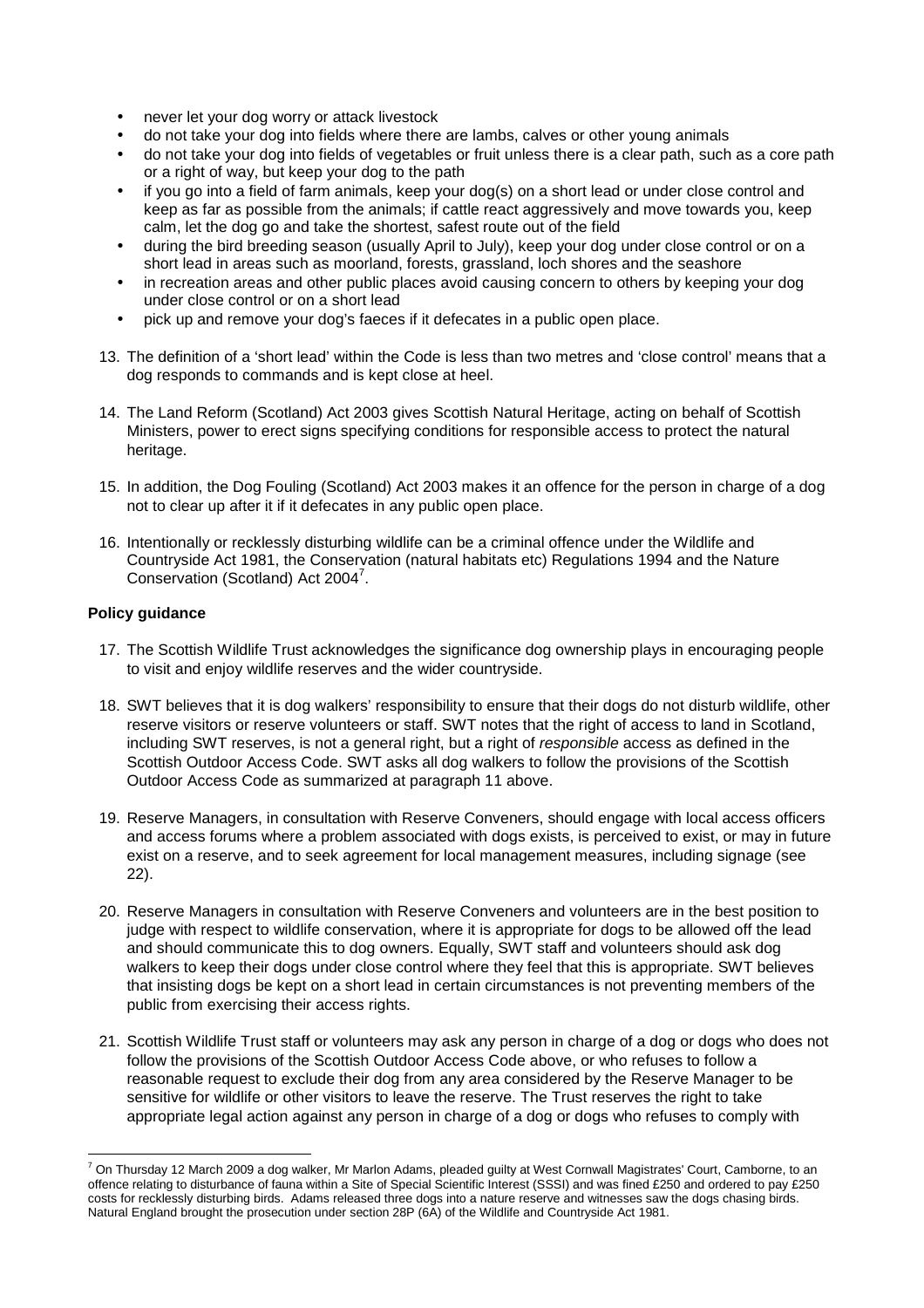- never let your dog worry or attack livestock
- do not take your dog into fields where there are lambs, calves or other young animals
- do not take your dog into fields of vegetables or fruit unless there is a clear path, such as a core path or a right of way, but keep your dog to the path
- if you go into a field of farm animals, keep your dog(s) on a short lead or under close control and keep as far as possible from the animals; if cattle react aggressively and move towards you, keep calm, let the dog go and take the shortest, safest route out of the field
- during the bird breeding season (usually April to July), keep your dog under close control or on a short lead in areas such as moorland, forests, grassland, loch shores and the seashore
- in recreation areas and other public places avoid causing concern to others by keeping your dog under close control or on a short lead
- pick up and remove your dog's faeces if it defecates in a public open place.

13. The definition of a 'short lead' within the Code is less than two metres and 'close control' means that a dog responds to commands and is kept close at heel.

14. The Land Reform (Scotland) Act 2003 gives Scottish Natural Heritage, acting on behalf of Scottish Ministers, power to erect signs specifying conditions for responsible access to protect the natural heritage.

15. In addition, the Dog Fouling (Scotland) Act 2003 makes it an offence for the person in charge of a dog not to clear up after it if it defecates in any public open place.

16. Intentionally or recklessly disturbing wildlife can be a criminal offence under the Wildlife and Countryside Act 1981, the Conservation (natural habitats etc) Regulations 1994 and the Nature Conservation (Scotland) Act 2004[7].

**Policy guidance**

17. The Scottish Wildlife Trust acknowledges the significance dog ownership plays in encouraging people to visit and enjoy wildlife reserves and the wider countryside.

18. SWT believes that it is dog walkers' responsibility to ensure that their dogs do not disturb wildlife, other reserve visitors or reserve volunteers or staff. SWT notes that the right of access to land in Scotland, including SWT reserves, is not a general right, but a right of *responsible* access as defined in the Scottish Outdoor Access Code. SWT asks all dog walkers to follow the provisions of the Scottish Outdoor Access Code as summarized at paragraph 11 above.

19. Reserve Managers, in consultation with Reserve Conveners, should engage with local access officers and access forums where a problem associated with dogs exists, is perceived to exist, or may in future exist on a reserve, and to seek agreement for local management measures, including signage (see 22).

20. Reserve Managers in consultation with Reserve Conveners and volunteers are in the best position to judge with respect to wildlife conservation, where it is appropriate for dogs to be allowed off the lead and should communicate this to dog owners. Equally, SWT staff and volunteers should ask dog walkers to keep their dogs under close control where they feel that this is appropriate. SWT believes that insisting dogs be kept on a short lead in certain circumstances is not preventing members of the public from exercising their access rights.

21. Scottish Wildlife Trust staff or volunteers may ask any person in charge of a dog or dogs who does not follow the provisions of the Scottish Outdoor Access Code above, or who refuses to follow a reasonable request to exclude their dog from any area considered by the Reserve Manager to be sensitive for wildlife or other visitors to leave the reserve. The Trust reserves the right to take appropriate legal action against any person in charge of a dog or dogs who refuses to comply with

---

[7] On Thursday 12 March 2009 a dog walker, Mr Marlon Adams, pleaded guilty at West Cornwall Magistrates' Court, Camborne, to an offence relating to disturbance of fauna within a Site of Special Scientific Interest (SSSI) and was fined £250 and ordered to pay £250 costs for recklessly disturbing birds. Adams released three dogs into a nature reserve and witnesses saw the dogs chasing birds. Natural England brought the prosecution under section 28P (6A) of the Wildlife and Countryside Act 1981.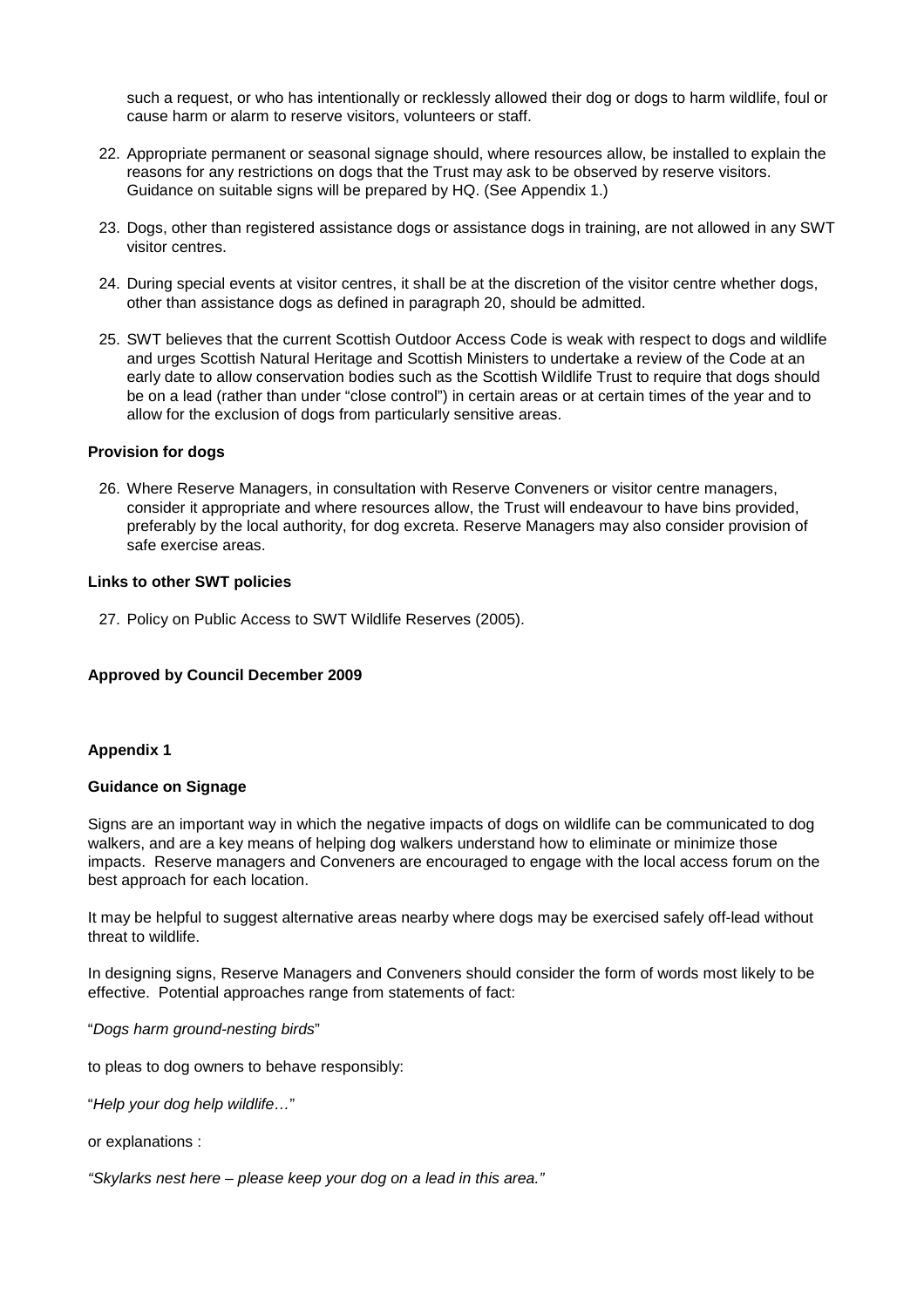such a request, or who has intentionally or recklessly allowed their dog or dogs to harm wildlife, foul or cause harm or alarm to reserve visitors, volunteers or staff.

22. Appropriate permanent or seasonal signage should, where resources allow, be installed to explain the reasons for any restrictions on dogs that the Trust may ask to be observed by reserve visitors. Guidance on suitable signs will be prepared by HQ. (See Appendix 1.)

23. Dogs, other than registered assistance dogs or assistance dogs in training, are not allowed in any SWT visitor centres.

24. During special events at visitor centres, it shall be at the discretion of the visitor centre whether dogs, other than assistance dogs as defined in paragraph 20, should be admitted.

25. SWT believes that the current Scottish Outdoor Access Code is weak with respect to dogs and wildlife and urges Scottish Natural Heritage and Scottish Ministers to undertake a review of the Code at an early date to allow conservation bodies such as the Scottish Wildlife Trust to require that dogs should be on a lead (rather than under "close control") in certain areas or at certain times of the year and to allow for the exclusion of dogs from particularly sensitive areas.

**Provision for dogs**

26. Where Reserve Managers, in consultation with Reserve Conveners or visitor centre managers, consider it appropriate and where resources allow, the Trust will endeavour to have bins provided, preferably by the local authority, for dog excreta. Reserve Managers may also consider provision of safe exercise areas.

**Links to other SWT policies**

27. Policy on Public Access to SWT Wildlife Reserves (2005).

**Approved by Council December 2009**

**Appendix 1**

**Guidance on Signage**

Signs are an important way in which the negative impacts of dogs on wildlife can be communicated to dog walkers, and are a key means of helping dog walkers understand how to eliminate or minimize those impacts. Reserve managers and Conveners are encouraged to engage with the local access forum on the best approach for each location.

It may be helpful to suggest alternative areas nearby where dogs may be exercised safely off-lead without threat to wildlife.

In designing signs, Reserve Managers and Conveners should consider the form of words most likely to be effective. Potential approaches range from statements of fact:

"*Dogs harm ground-nesting birds*"

to pleas to dog owners to behave responsibly:

"*Help your dog help wildlife…*"

or explanations :

*"Skylarks nest here – please keep your dog on a lead in this area."*